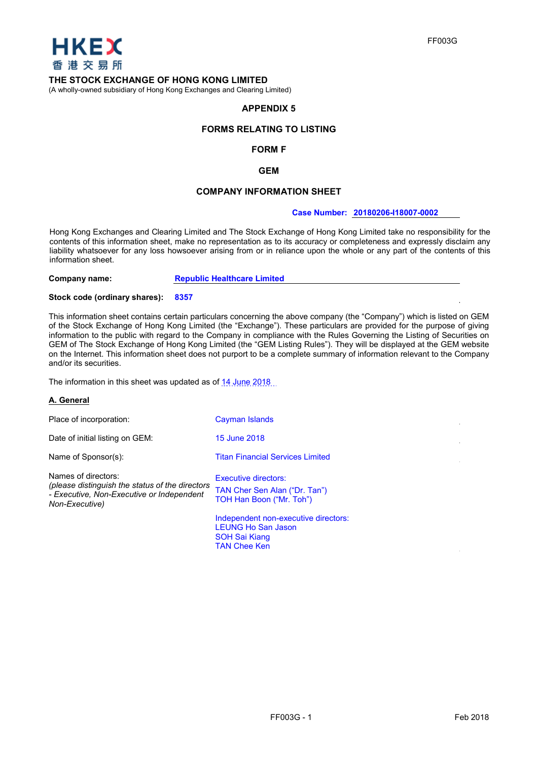FF003G

THE STOCK EXCHANGE OF HONG KONG LIMITED
(A wholly-owned subsidiary of Hong Kong Exchanges and Clearing Limited)

# APPENDIX 5

## FORMS RELATING TO LISTING

## FORM F

## GEM

## COMPANY INFORMATION SHEET

**Case Number: 20180206-I18007-0002**

Hong Kong Exchanges and Clearing Limited and The Stock Exchange of Hong Kong Limited take no responsibility for the contents of this information sheet, make no representation as to its accuracy or completeness and expressly disclaim any liability whatsoever for any loss howsoever arising from or in reliance upon the whole or any part of the contents of this information sheet.

**Company name:** **Republic Healthcare Limited**

**Stock code (ordinary shares):** **8357**

This information sheet contains certain particulars concerning the above company (the "Company") which is listed on GEM of the Stock Exchange of Hong Kong Limited (the "Exchange"). These particulars are provided for the purpose of giving information to the public with regard to the Company in compliance with the Rules Governing the Listing of Securities on GEM of The Stock Exchange of Hong Kong Limited (the "GEM Listing Rules"). They will be displayed at the GEM website on the Internet. This information sheet does not purport to be a complete summary of information relevant to the Company and/or its securities.

The information in this sheet was updated as of 14 June 2018

### A. General

| | |
|---|---|
| Place of incorporation: | Cayman Islands |
| Date of initial listing on GEM: | 15 June 2018 |
| Name of Sponsor(s): | Titan Financial Services Limited |
| Names of directors:<br>*(please distinguish the status of the directors - Executive, Non-Executive or Independent Non-Executive)* | Executive directors:<br>TAN Cher Sen Alan ("Dr. Tan")<br>TOH Han Boon ("Mr. Toh")<br><br>Independent non-executive directors:<br>LEUNG Ho San Jason<br>SOH Sai Kiang<br>TAN Chee Ken |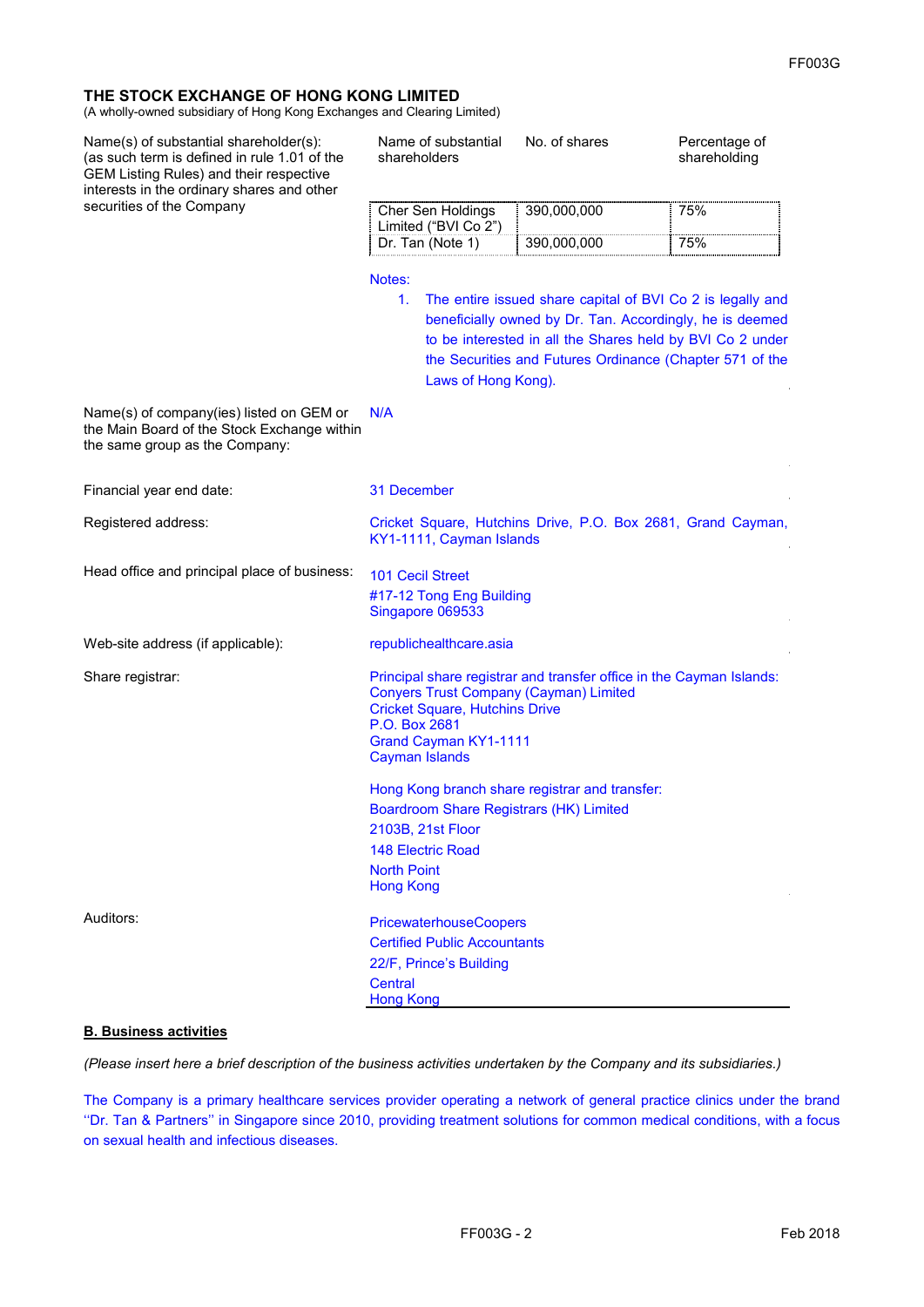## THE STOCK EXCHANGE OF HONG KONG LIMITED

(A wholly-owned subsidiary of Hong Kong Exchanges and Clearing Limited)

Name(s) of substantial shareholder(s): (as such term is defined in rule 1.01 of the GEM Listing Rules) and their respective interests in the ordinary shares and other securities of the Company

| Name of substantial shareholders | No. of shares | Percentage of shareholding |
|---|---|---|
| Cher Sen Holdings Limited ("BVI Co 2") | 390,000,000 | 75% |
| Dr. Tan (Note 1) | 390,000,000 | 75% |

Notes:

1. The entire issued share capital of BVI Co 2 is legally and beneficially owned by Dr. Tan. Accordingly, he is deemed to be interested in all the Shares held by BVI Co 2 under the Securities and Futures Ordinance (Chapter 571 of the Laws of Hong Kong).

Name(s) of company(ies) listed on GEM or the Main Board of the Stock Exchange within the same group as the Company: N/A

Financial year end date: 31 December

Registered address: Cricket Square, Hutchins Drive, P.O. Box 2681, Grand Cayman, KY1-1111, Cayman Islands

Head office and principal place of business:
101 Cecil Street
#17-12 Tong Eng Building
Singapore 069533

Web-site address (if applicable): republichealthcare.asia

Share registrar:

Principal share registrar and transfer office in the Cayman Islands:
Conyers Trust Company (Cayman) Limited
Cricket Square, Hutchins Drive
P.O. Box 2681
Grand Cayman KY1-1111
Cayman Islands

Hong Kong branch share registrar and transfer:
Boardroom Share Registrars (HK) Limited
2103B, 21st Floor
148 Electric Road
North Point
Hong Kong

Auditors:
PricewaterhouseCoopers
Certified Public Accountants
22/F, Prince's Building
Central
Hong Kong

**B. Business activities**

*(Please insert here a brief description of the business activities undertaken by the Company and its subsidiaries.)*

The Company is a primary healthcare services provider operating a network of general practice clinics under the brand ''Dr. Tan & Partners'' in Singapore since 2010, providing treatment solutions for common medical conditions, with a focus on sexual health and infectious diseases.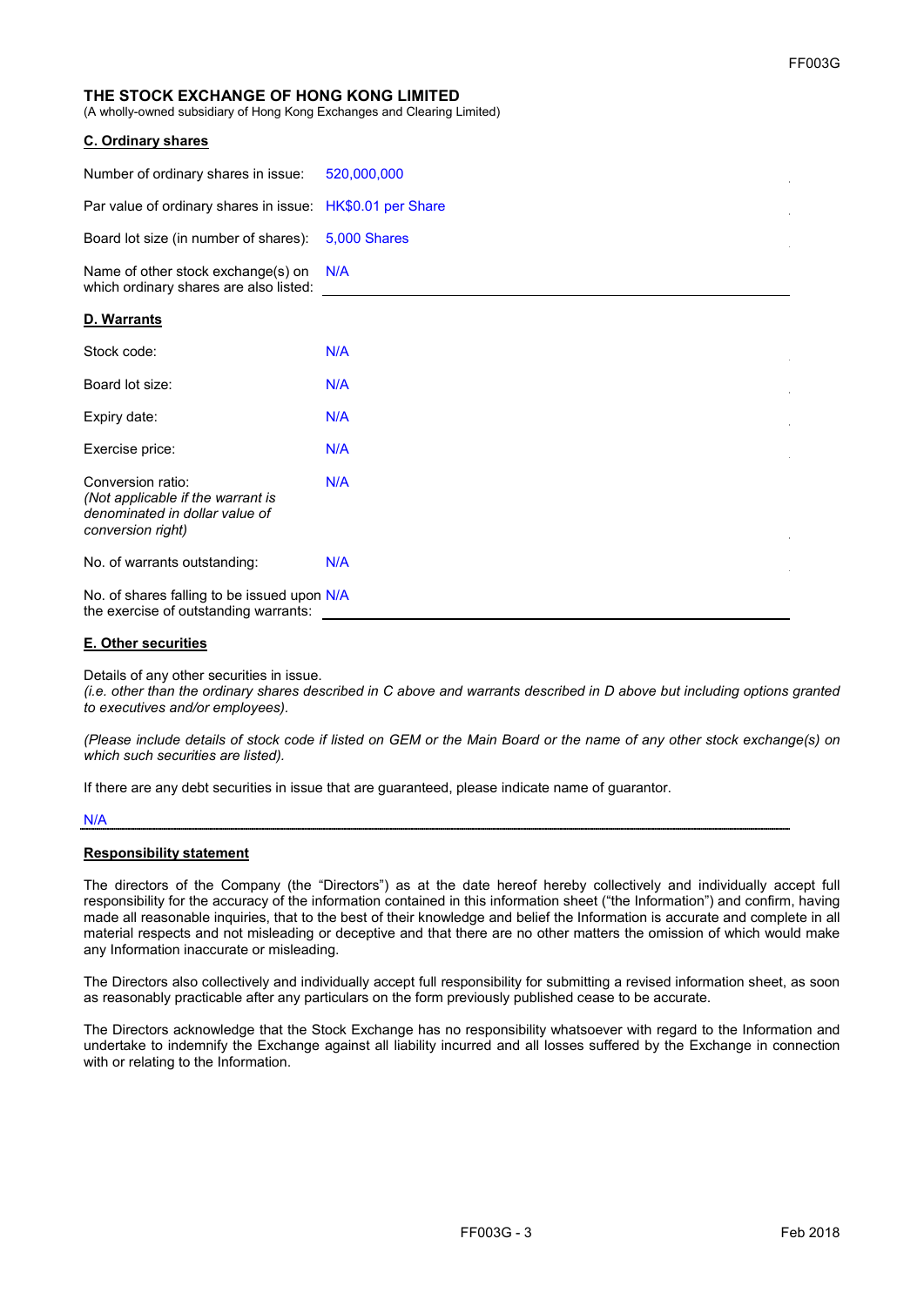# THE STOCK EXCHANGE OF HONG KONG LIMITED

(A wholly-owned subsidiary of Hong Kong Exchanges and Clearing Limited)

## C. Ordinary shares

| | |
|---|---|
| Number of ordinary shares in issue: | 520,000,000 |
| Par value of ordinary shares in issue: | HK$0.01 per Share |
| Board lot size (in number of shares): | 5,000 Shares |
| Name of other stock exchange(s) on which ordinary shares are also listed: | N/A |

## D. Warrants

| | |
|---|---|
| Stock code: | N/A |
| Board lot size: | N/A |
| Expiry date: | N/A |
| Exercise price: | N/A |
| Conversion ratio: *(Not applicable if the warrant is denominated in dollar value of conversion right)* | N/A |
| No. of warrants outstanding: | N/A |
| No. of shares falling to be issued upon the exercise of outstanding warrants: | N/A |

## E. Other securities

Details of any other securities in issue.
*(i.e. other than the ordinary shares described in C above and warrants described in D above but including options granted to executives and/or employees).*

*(Please include details of stock code if listed on GEM or the Main Board or the name of any other stock exchange(s) on which such securities are listed).*

If there are any debt securities in issue that are guaranteed, please indicate name of guarantor.

N/A

## Responsibility statement

The directors of the Company (the "Directors") as at the date hereof hereby collectively and individually accept full responsibility for the accuracy of the information contained in this information sheet ("the Information") and confirm, having made all reasonable inquiries, that to the best of their knowledge and belief the Information is accurate and complete in all material respects and not misleading or deceptive and that there are no other matters the omission of which would make any Information inaccurate or misleading.

The Directors also collectively and individually accept full responsibility for submitting a revised information sheet, as soon as reasonably practicable after any particulars on the form previously published cease to be accurate.

The Directors acknowledge that the Stock Exchange has no responsibility whatsoever with regard to the Information and undertake to indemnify the Exchange against all liability incurred and all losses suffered by the Exchange in connection with or relating to the Information.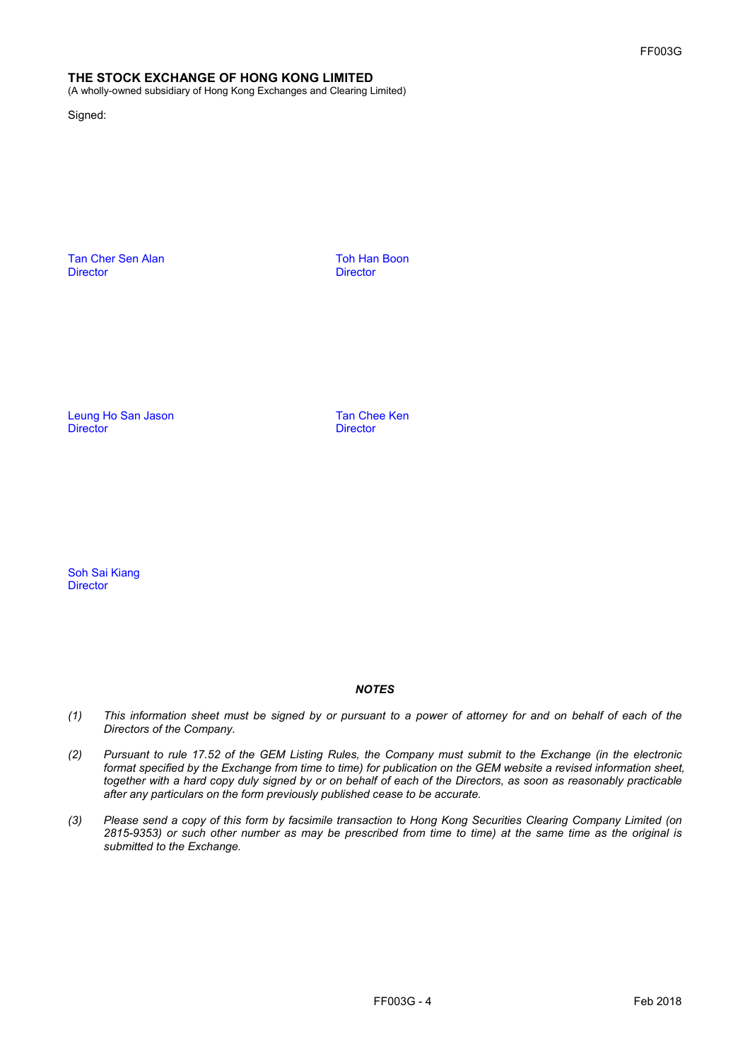**THE STOCK EXCHANGE OF HONG KONG LIMITED**
(A wholly-owned subsidiary of Hong Kong Exchanges and Clearing Limited)

Signed:

| | |
|---|---|
| Tan Cher Sen Alan<br>Director | Toh Han Boon<br>Director |
| Leung Ho San Jason<br>Director | Tan Chee Ken<br>Director |
| Soh Sai Kiang<br>Director | |

***NOTES***

*(1) This information sheet must be signed by or pursuant to a power of attorney for and on behalf of each of the Directors of the Company.*

*(2) Pursuant to rule 17.52 of the GEM Listing Rules, the Company must submit to the Exchange (in the electronic format specified by the Exchange from time to time) for publication on the GEM website a revised information sheet, together with a hard copy duly signed by or on behalf of each of the Directors, as soon as reasonably practicable after any particulars on the form previously published cease to be accurate.*

*(3) Please send a copy of this form by facsimile transaction to Hong Kong Securities Clearing Company Limited (on 2815-9353) or such other number as may be prescribed from time to time) at the same time as the original is submitted to the Exchange.*